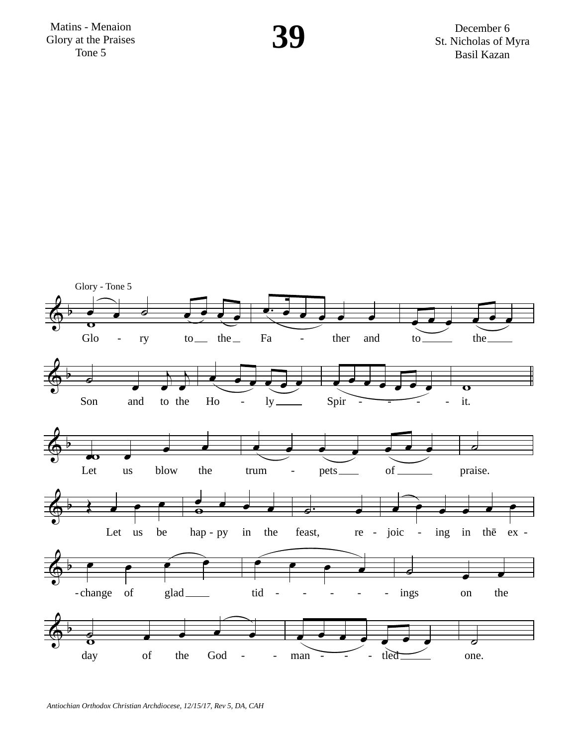Matins - Menaion
Glory at the Praises
Tone 5

# 39

December 6
St. Nicholas of Myra
Basil Kazan

Glory - Tone 5

Glory to the Father and to the Son and to the Holy Spirit.

Let us blow the trumpets of praise.

Let us be happy in the feast, rejoicing in the exchange of glad tidings on the day of the God-mantled one.

*Antiochian Orthodox Christian Archdiocese, 12/15/17, Rev 5, DA, CAH*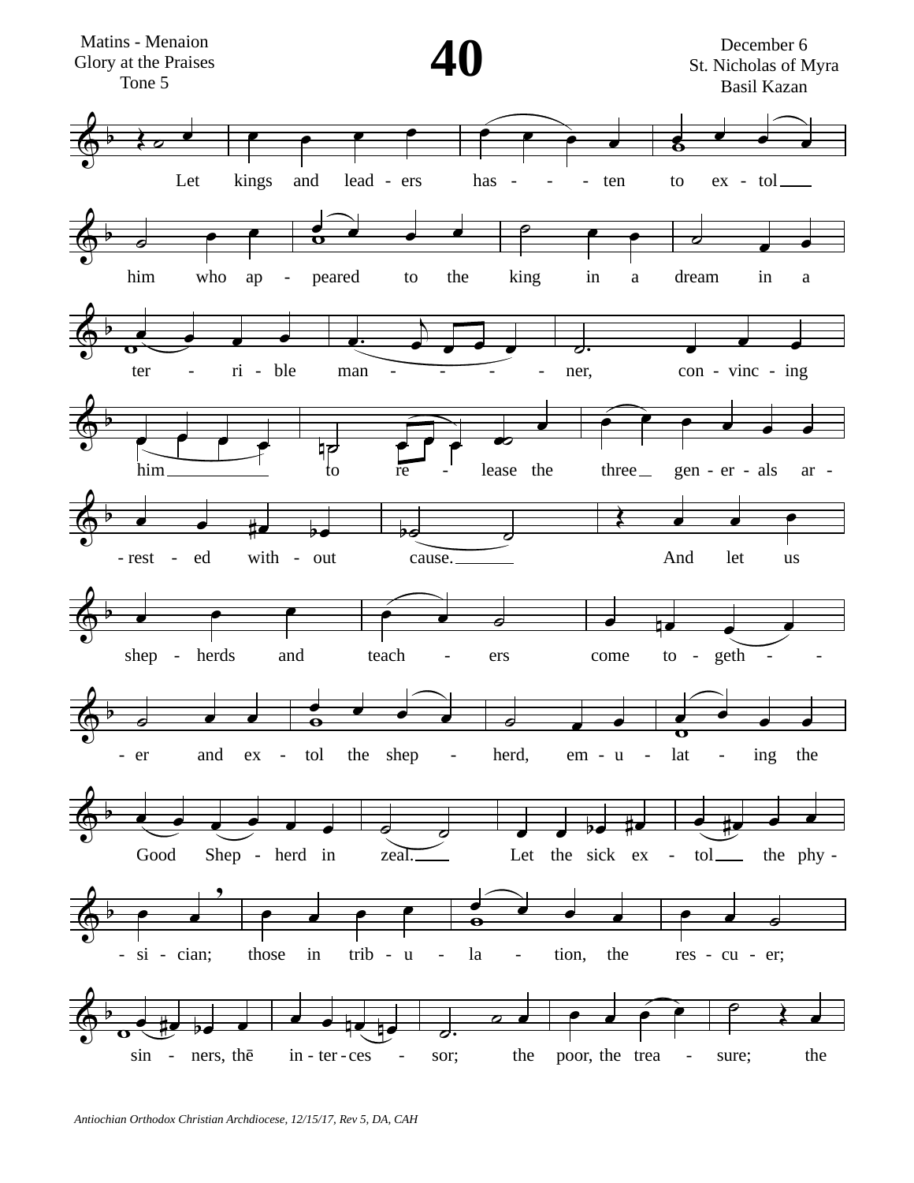Matins - Menaion
Glory at the Praises
Tone 5

# 40

December 6
St. Nicholas of Myra
Basil Kazan

Let kings and lead - ers has - - - ten to ex - tol him who ap - peared to the king in a dream in a ter - ri - ble man - - - - ner, con - vinc - ing him to re - lease the three gen - er - als ar - rest - ed with - out cause. And let us shep - herds and teach - ers come to - geth - - er and ex - tol the shep - herd, em - u - lat - ing the Good Shep - herd in zeal. Let the sick ex - tol the phy - si - cian; those in trib - u - la - tion, the res - cu - er; sin - ners, thē in - ter - ces - sor; the poor, the trea - sure; the

*Antiochian Orthodox Christian Archdiocese, 12/15/17, Rev 5, DA, CAH*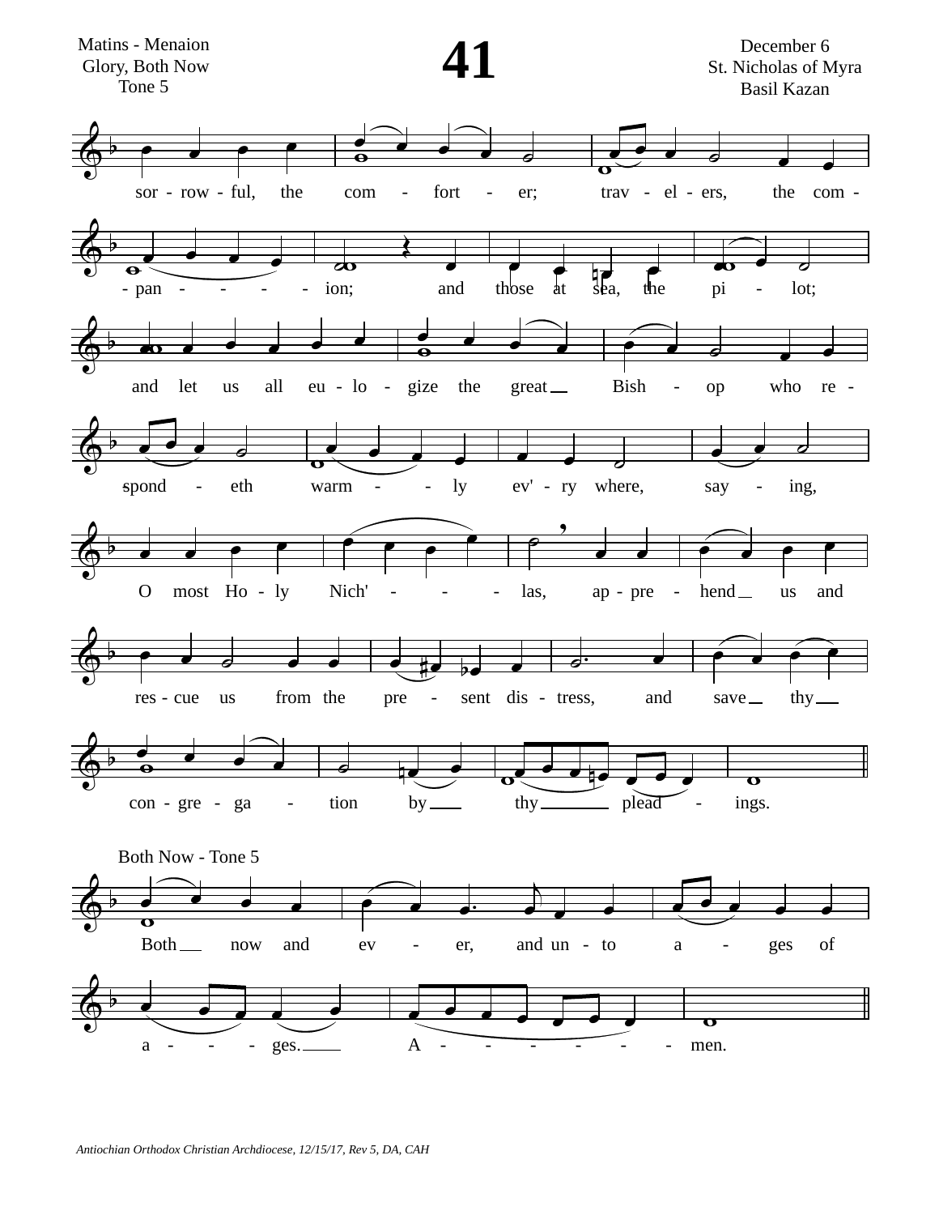Matins - Menaion
Glory, Both Now
Tone 5

# 41

December 6
St. Nicholas of Myra
Basil Kazan

sor - row - ful, the com - fort - er; trav - el - ers, the com - pan - - - - ion; and those at sea, the pi - lot;

and let us all eu - lo - gize the great Bish - op who re - spond - eth warm - - ly ev' - ry where, say - ing,

O most Ho - ly Nich' - - - las, ap - pre - hend us and res - cue us from the pre - sent dis - tress, and save thy con - gre - ga - tion by thy plead - ings.

Both Now - Tone 5

Both now and ev - er, and un - to a - ges of a - - - ges. A - - - - - - men.

*Antiochian Orthodox Christian Archdiocese, 12/15/17, Rev 5, DA, CAH*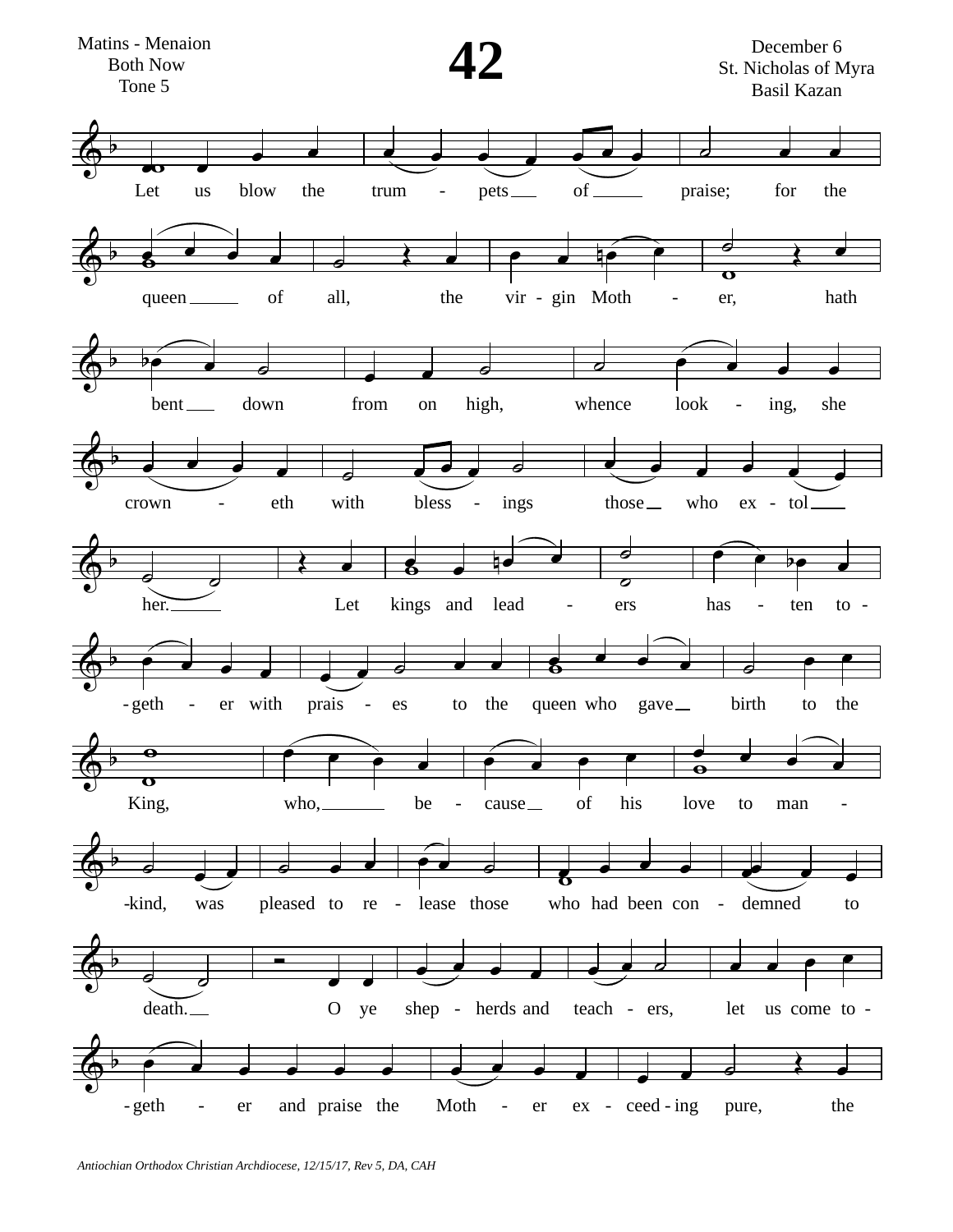Matins - Menaion
Both Now
Tone 5

# 42

December 6
St. Nicholas of Myra
Basil Kazan

Let us blow the trumpets of praise; for the queen of all, the virgin Mother, hath bent down from on high, whence looking, she crowneth with blessings those who extol her. Let kings and leaders hasten together with praises to the queen who gave birth to the King, who, because of his love to mankind, was pleased to release those who had been condemned to death. O ye shepherds and teachers, let us come together and praise the Mother exceeding pure, the

*Antiochian Orthodox Christian Archdiocese, 12/15/17, Rev 5, DA, CAH*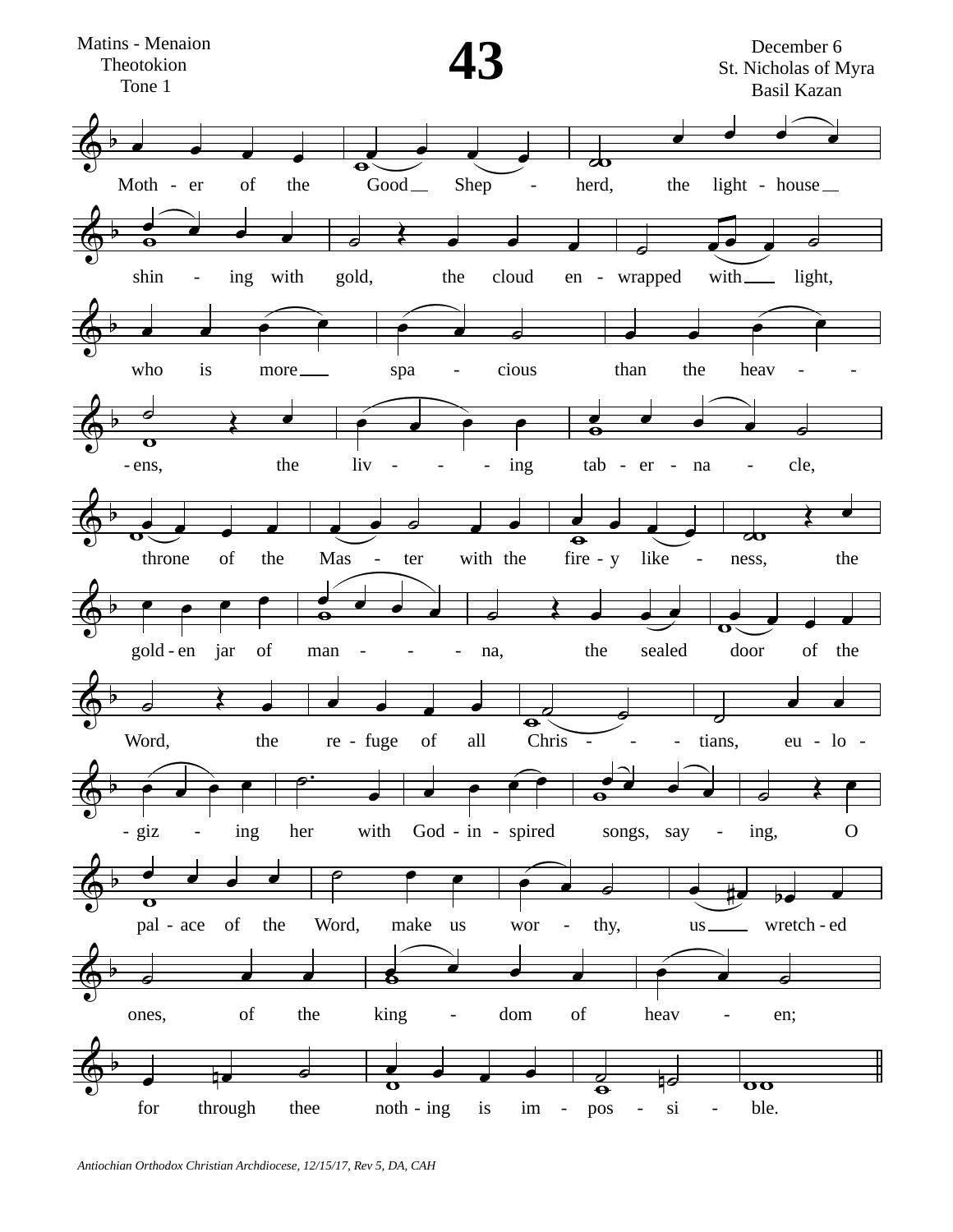Matins - Menaion
Theotokion
Tone 1

# 43

December 6
St. Nicholas of Myra
Basil Kazan

Moth - er of the Good Shep - herd, the light - house shin - ing with gold, the cloud en - wrapped with light, who is more spa - cious than the heav - - ens, the liv - - - ing tab - er - na - cle, throne of the Mas - ter with the fire - y like - ness, the gold - en jar of man - - - na, the sealed door of the Word, the re - fuge of all Chris - - - tians, eu - lo - giz - ing her with God - in - spired songs, say - ing, O pal - ace of the Word, make us wor - thy, us wretch - ed ones, of the king - dom of heav - en; for through thee noth - ing is im - pos - si - ble.

*Antiochian Orthodox Christian Archdiocese, 12/15/17, Rev 5, DA, CAH*